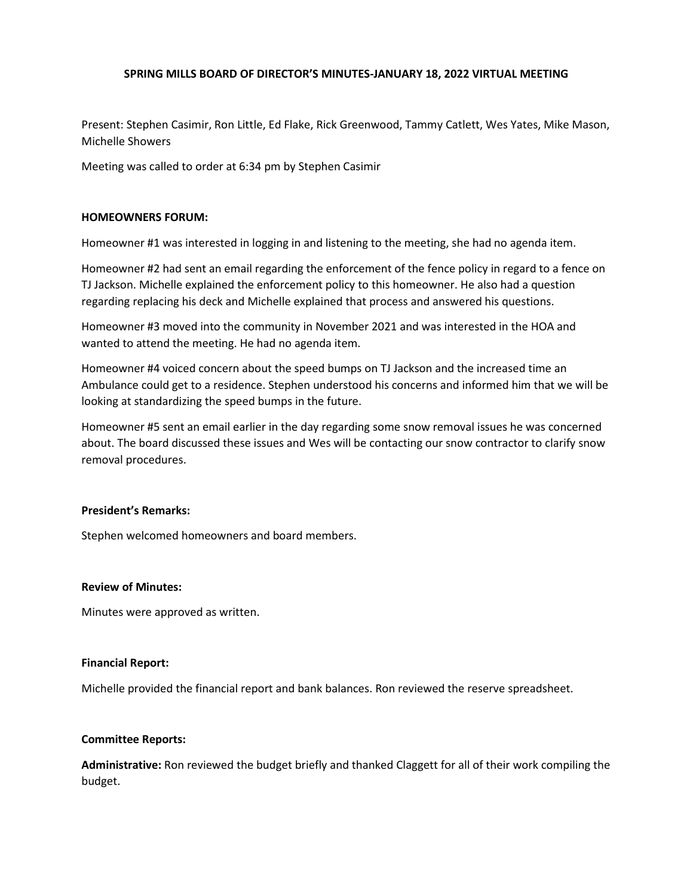# SPRING MILLS BOARD OF DIRECTOR'S MINUTES-JANUARY 18, 2022 VIRTUAL MEETING

Present: Stephen Casimir, Ron Little, Ed Flake, Rick Greenwood, Tammy Catlett, Wes Yates, Mike Mason, Michelle Showers

Meeting was called to order at 6:34 pm by Stephen Casimir

**HOMEOWNERS FORUM:**

Homeowner #1 was interested in logging in and listening to the meeting, she had no agenda item.

Homeowner #2 had sent an email regarding the enforcement of the fence policy in regard to a fence on TJ Jackson. Michelle explained the enforcement policy to this homeowner. He also had a question regarding replacing his deck and Michelle explained that process and answered his questions.

Homeowner #3 moved into the community in November 2021 and was interested in the HOA and wanted to attend the meeting. He had no agenda item.

Homeowner #4 voiced concern about the speed bumps on TJ Jackson and the increased time an Ambulance could get to a residence. Stephen understood his concerns and informed him that we will be looking at standardizing the speed bumps in the future.

Homeowner #5 sent an email earlier in the day regarding some snow removal issues he was concerned about. The board discussed these issues and Wes will be contacting our snow contractor to clarify snow removal procedures.

**President's Remarks:**

Stephen welcomed homeowners and board members.

**Review of Minutes:**

Minutes were approved as written.

**Financial Report:**

Michelle provided the financial report and bank balances. Ron reviewed the reserve spreadsheet.

**Committee Reports:**

**Administrative:** Ron reviewed the budget briefly and thanked Claggett for all of their work compiling the budget.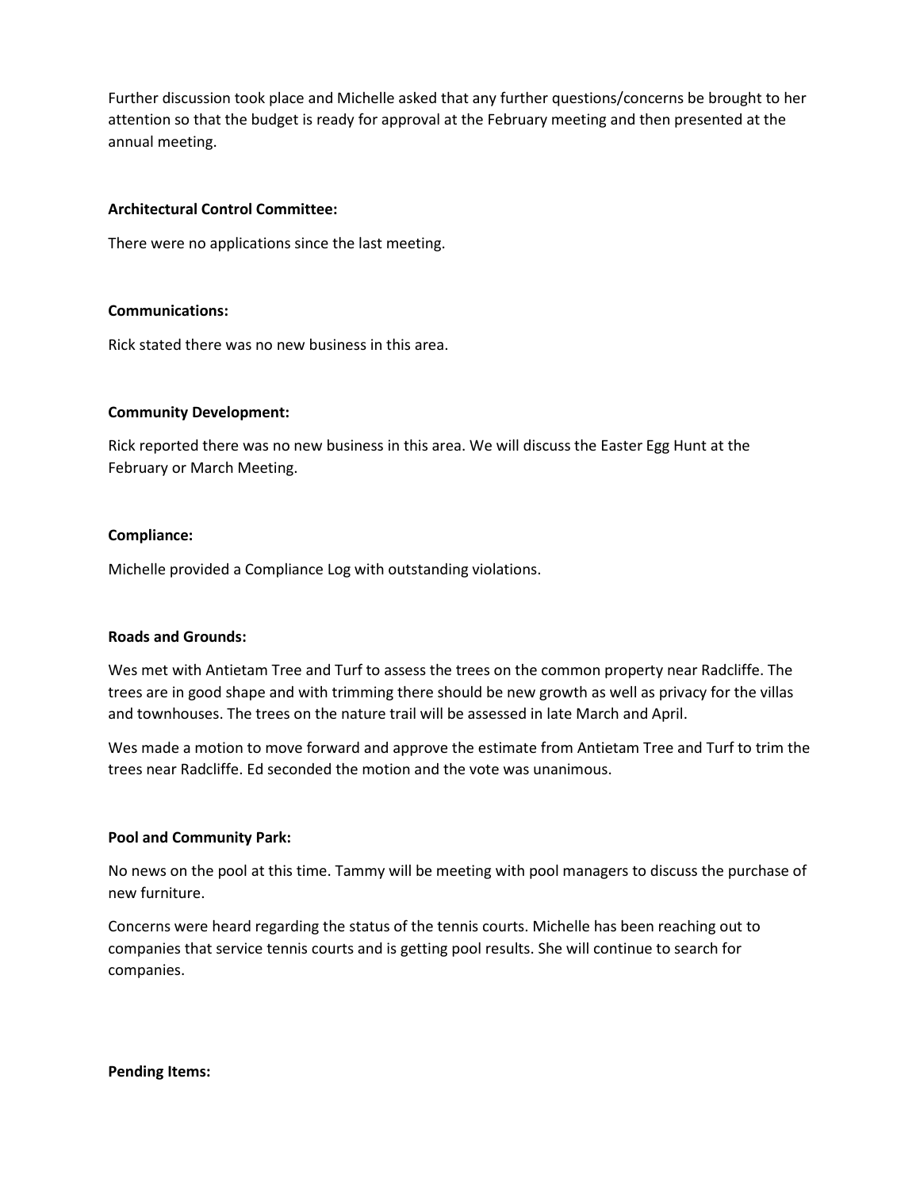Further discussion took place and Michelle asked that any further questions/concerns be brought to her attention so that the budget is ready for approval at the February meeting and then presented at the annual meeting.

**Architectural Control Committee:**

There were no applications since the last meeting.

**Communications:**

Rick stated there was no new business in this area.

**Community Development:**

Rick reported there was no new business in this area. We will discuss the Easter Egg Hunt at the February or March Meeting.

**Compliance:**

Michelle provided a Compliance Log with outstanding violations.

**Roads and Grounds:**

Wes met with Antietam Tree and Turf to assess the trees on the common property near Radcliffe. The trees are in good shape and with trimming there should be new growth as well as privacy for the villas and townhouses. The trees on the nature trail will be assessed in late March and April.

Wes made a motion to move forward and approve the estimate from Antietam Tree and Turf to trim the trees near Radcliffe. Ed seconded the motion and the vote was unanimous.

**Pool and Community Park:**

No news on the pool at this time. Tammy will be meeting with pool managers to discuss the purchase of new furniture.

Concerns were heard regarding the status of the tennis courts. Michelle has been reaching out to companies that service tennis courts and is getting pool results. She will continue to search for companies.

**Pending Items:**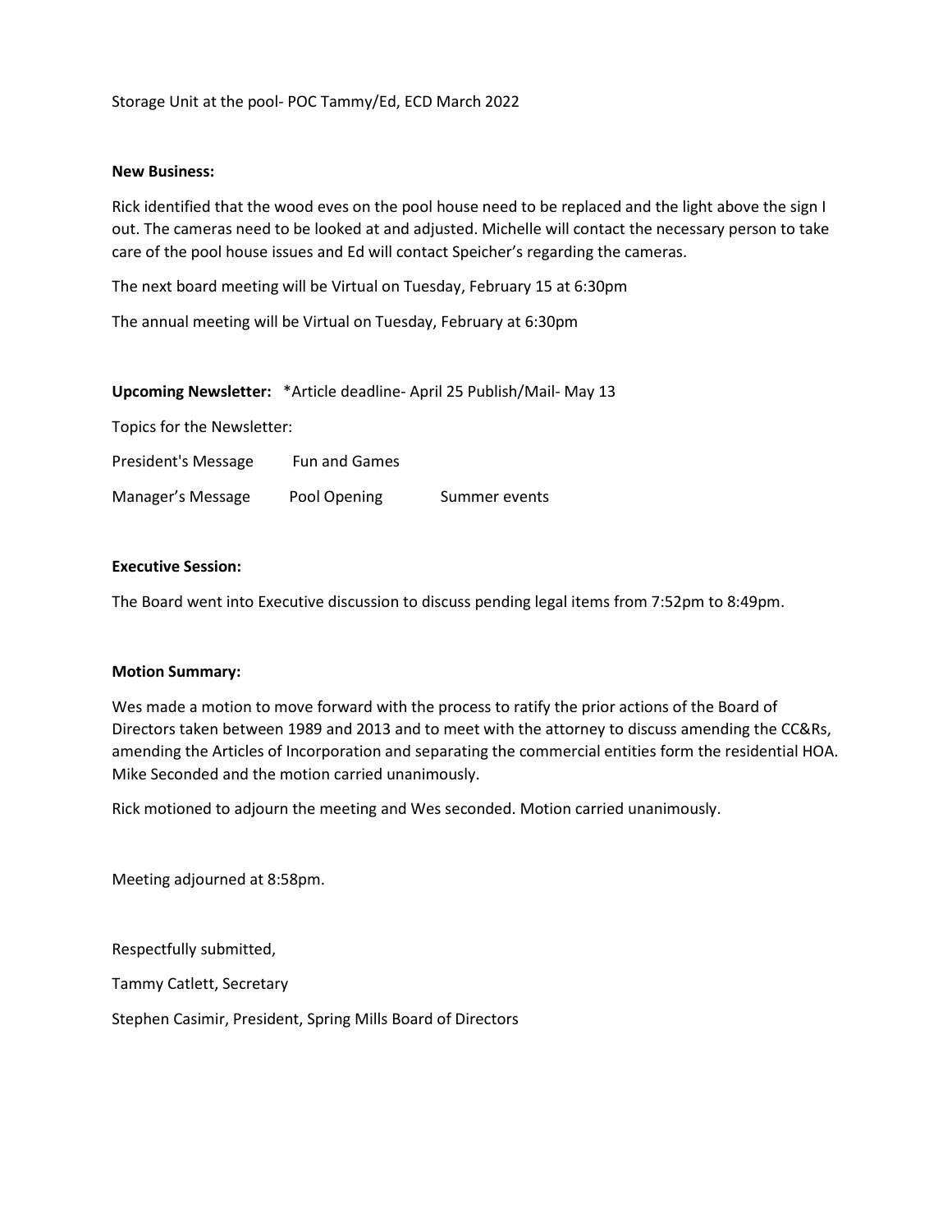Storage Unit at the pool- POC Tammy/Ed, ECD March 2022

**New Business:**

Rick identified that the wood eves on the pool house need to be replaced and the light above the sign I out. The cameras need to be looked at and adjusted. Michelle will contact the necessary person to take care of the pool house issues and Ed will contact Speicher's regarding the cameras.

The next board meeting will be Virtual on Tuesday, February 15 at 6:30pm

The annual meeting will be Virtual on Tuesday, February at 6:30pm

**Upcoming Newsletter:** *Article deadline- April 25 Publish/Mail- May 13

Topics for the Newsletter:

| | | |
|---|---|---|
| President's Message | Fun and Games | |
| Manager's Message | Pool Opening | Summer events |

**Executive Session:**

The Board went into Executive discussion to discuss pending legal items from 7:52pm to 8:49pm.

**Motion Summary:**

Wes made a motion to move forward with the process to ratify the prior actions of the Board of Directors taken between 1989 and 2013 and to meet with the attorney to discuss amending the CC&Rs, amending the Articles of Incorporation and separating the commercial entities form the residential HOA. Mike Seconded and the motion carried unanimously.

Rick motioned to adjourn the meeting and Wes seconded. Motion carried unanimously.

Meeting adjourned at 8:58pm.

Respectfully submitted,

Tammy Catlett, Secretary

Stephen Casimir, President, Spring Mills Board of Directors